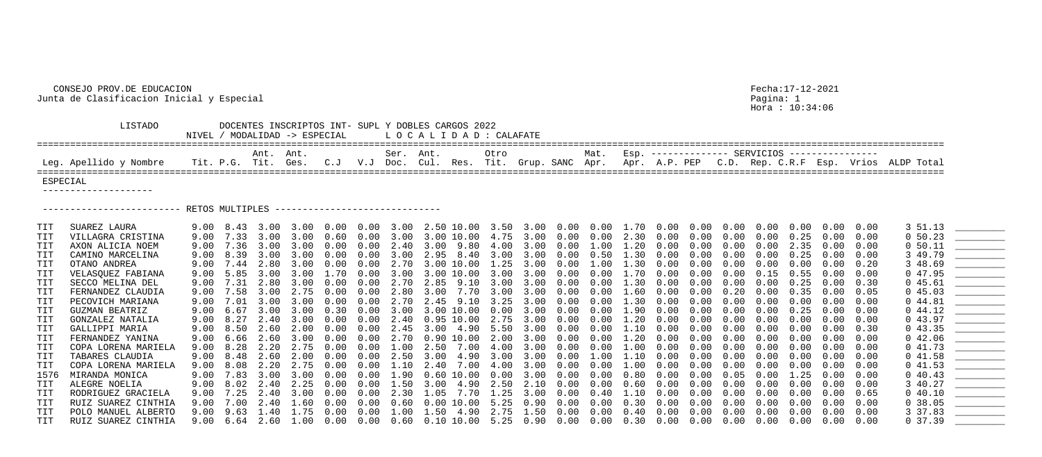CONSEJO PROV.DE EDUCACION
Junta de Clasificacion Inicial y Especial

Fecha:17-12-2021
Pagina: 1
Hora : 10:34:06

LISTADO DOCENTES INSCRIPTOS INT- SUPL Y DOBLES CARGOS 2022
NIVEL / MODALIDAD -> ESPECIAL L O C A L I D A D : CALAFATE

ESPECIAL

RETOS MULTIPLES

| Leg. | Apellido y Nombre | Tit. | P.G. | Ant. Tit. | Ant. Ges. | C.J | V.J | Ser. Doc. | Ant. Cul. | Res. | Otro Tit. | Grup. | SANC | Mat. Apr. | Esp. Apr. | A.P. | PEP | C.D. | Rep. | C.R.F | Esp. | Vrios | ALDP | Total | |
|---|---|---|---|---|---|---|---|---|---|---|---|---|---|---|---|---|---|---|---|---|---|---|---|---|---|
| TIT | SUAREZ LAURA | 9.00 | 8.43 | 3.00 | 3.00 | 0.00 | 0.00 | 3.00 | 2.50 | 10.00 | 3.50 | 3.00 | 0.00 | 0.00 | 1.70 | 0.00 | 0.00 | 0.00 | 0.00 | 0.00 | 0.00 | 0.00 | 3 | 51.13 | ________ |
| TIT | VILLAGRA CRISTINA | 9.00 | 7.33 | 3.00 | 3.00 | 0.60 | 0.00 | 3.00 | 3.00 | 10.00 | 4.75 | 3.00 | 0.00 | 0.00 | 2.30 | 0.00 | 0.00 | 0.00 | 0.00 | 0.25 | 0.00 | 0.00 | 0 | 50.23 | ________ |
| TIT | AXON ALICIA NOEM | 9.00 | 7.36 | 3.00 | 3.00 | 0.00 | 0.00 | 2.40 | 3.00 | 9.80 | 4.00 | 3.00 | 0.00 | 1.00 | 1.20 | 0.00 | 0.00 | 0.00 | 0.00 | 2.35 | 0.00 | 0.00 | 0 | 50.11 | ________ |
| TIT | CAMINO MARCELINA | 9.00 | 8.39 | 3.00 | 3.00 | 0.00 | 0.00 | 3.00 | 2.95 | 8.40 | 3.00 | 3.00 | 0.00 | 0.50 | 1.30 | 0.00 | 0.00 | 0.00 | 0.00 | 0.25 | 0.00 | 0.00 | 3 | 49.79 | ________ |
| TIT | OTANO ANDREA | 9.00 | 7.44 | 2.80 | 3.00 | 0.00 | 0.00 | 2.70 | 3.00 | 10.00 | 1.25 | 3.00 | 0.00 | 1.00 | 1.30 | 0.00 | 0.00 | 0.00 | 0.00 | 0.00 | 0.00 | 0.20 | 3 | 48.69 | ________ |
| TIT | VELASQUEZ FABIANA | 9.00 | 5.85 | 3.00 | 3.00 | 1.70 | 0.00 | 3.00 | 3.00 | 10.00 | 3.00 | 3.00 | 0.00 | 0.00 | 1.70 | 0.00 | 0.00 | 0.00 | 0.15 | 0.55 | 0.00 | 0.00 | 0 | 47.95 | ________ |
| TIT | SECCO MELINA DEL | 9.00 | 7.31 | 2.80 | 3.00 | 0.00 | 0.00 | 2.70 | 2.85 | 9.10 | 3.00 | 3.00 | 0.00 | 0.00 | 1.30 | 0.00 | 0.00 | 0.00 | 0.00 | 0.25 | 0.00 | 0.30 | 0 | 45.61 | ________ |
| TIT | FERNANDEZ CLAUDIA | 9.00 | 7.58 | 3.00 | 2.75 | 0.00 | 0.00 | 2.80 | 3.00 | 7.70 | 3.00 | 3.00 | 0.00 | 0.00 | 1.60 | 0.00 | 0.00 | 0.20 | 0.00 | 0.35 | 0.00 | 0.05 | 0 | 45.03 | ________ |
| TIT | PECOVICH MARIANA | 9.00 | 7.01 | 3.00 | 3.00 | 0.00 | 0.00 | 2.70 | 2.45 | 9.10 | 3.25 | 3.00 | 0.00 | 0.00 | 1.30 | 0.00 | 0.00 | 0.00 | 0.00 | 0.00 | 0.00 | 0.00 | 0 | 44.81 | ________ |
| TIT | GUZMAN BEATRIZ | 9.00 | 6.67 | 3.00 | 3.00 | 0.30 | 0.00 | 3.00 | 3.00 | 10.00 | 0.00 | 3.00 | 0.00 | 0.00 | 1.90 | 0.00 | 0.00 | 0.00 | 0.00 | 0.25 | 0.00 | 0.00 | 0 | 44.12 | ________ |
| TIT | GONZALEZ NATALIA | 9.00 | 8.27 | 2.40 | 3.00 | 0.00 | 0.00 | 2.40 | 0.95 | 10.00 | 2.75 | 3.00 | 0.00 | 0.00 | 1.20 | 0.00 | 0.00 | 0.00 | 0.00 | 0.00 | 0.00 | 0.00 | 0 | 43.97 | ________ |
| TIT | GALLIPPI MARIA | 9.00 | 8.50 | 2.60 | 2.00 | 0.00 | 0.00 | 2.45 | 3.00 | 4.90 | 5.50 | 3.00 | 0.00 | 0.00 | 1.10 | 0.00 | 0.00 | 0.00 | 0.00 | 0.00 | 0.00 | 0.30 | 0 | 43.35 | ________ |
| TIT | FERNANDEZ YANINA | 9.00 | 6.66 | 2.60 | 3.00 | 0.00 | 0.00 | 2.70 | 0.90 | 10.00 | 2.00 | 3.00 | 0.00 | 0.00 | 1.20 | 0.00 | 0.00 | 0.00 | 0.00 | 0.00 | 0.00 | 0.00 | 0 | 42.06 | ________ |
| TIT | COPA LORENA MARIELA | 9.00 | 8.28 | 2.20 | 2.75 | 0.00 | 0.00 | 1.00 | 2.50 | 7.00 | 4.00 | 3.00 | 0.00 | 0.00 | 1.00 | 0.00 | 0.00 | 0.00 | 0.00 | 0.00 | 0.00 | 0.00 | 0 | 41.73 | ________ |
| TIT | TABARES CLAUDIA | 9.00 | 8.48 | 2.60 | 2.00 | 0.00 | 0.00 | 2.50 | 3.00 | 4.90 | 3.00 | 3.00 | 0.00 | 1.00 | 1.10 | 0.00 | 0.00 | 0.00 | 0.00 | 0.00 | 0.00 | 0.00 | 0 | 41.58 | ________ |
| TIT | COPA LORENA MARIELA | 9.00 | 8.08 | 2.20 | 2.75 | 0.00 | 0.00 | 1.10 | 2.40 | 7.00 | 4.00 | 3.00 | 0.00 | 0.00 | 1.00 | 0.00 | 0.00 | 0.00 | 0.00 | 0.00 | 0.00 | 0.00 | 0 | 41.53 | ________ |
| 1576 | MIRANDA MONICA | 9.00 | 7.83 | 3.00 | 3.00 | 0.00 | 0.00 | 1.90 | 0.60 | 10.00 | 0.00 | 3.00 | 0.00 | 0.00 | 0.80 | 0.00 | 0.00 | 0.05 | 0.00 | 1.25 | 0.00 | 0.00 | 0 | 40.43 | ________ |
| TIT | ALEGRE NOELIA | 9.00 | 8.02 | 2.40 | 2.25 | 0.00 | 0.00 | 1.50 | 3.00 | 4.90 | 2.50 | 2.10 | 0.00 | 0.00 | 0.60 | 0.00 | 0.00 | 0.00 | 0.00 | 0.00 | 0.00 | 0.00 | 3 | 40.27 | ________ |
| TIT | RODRIGUEZ GRACIELA | 9.00 | 7.25 | 2.40 | 3.00 | 0.00 | 0.00 | 2.30 | 1.05 | 7.70 | 1.25 | 3.00 | 0.00 | 0.40 | 1.10 | 0.00 | 0.00 | 0.00 | 0.00 | 0.00 | 0.00 | 0.65 | 0 | 40.10 | ________ |
| TIT | RUIZ SUAREZ CINTHIA | 9.00 | 7.00 | 2.40 | 1.60 | 0.00 | 0.00 | 0.60 | 0.00 | 10.00 | 5.25 | 0.90 | 0.00 | 0.00 | 0.30 | 0.00 | 0.00 | 0.00 | 0.00 | 0.00 | 0.00 | 0.00 | 0 | 38.05 | ________ |
| TIT | POLO MANUEL ALBERTO | 9.00 | 9.63 | 1.40 | 1.75 | 0.00 | 0.00 | 1.00 | 1.50 | 4.90 | 2.75 | 1.50 | 0.00 | 0.00 | 0.40 | 0.00 | 0.00 | 0.00 | 0.00 | 0.00 | 0.00 | 0.00 | 3 | 37.83 | ________ |
| TIT | RUIZ SUAREZ CINTHIA | 9.00 | 6.64 | 2.60 | 1.00 | 0.00 | 0.00 | 0.60 | 0.10 | 10.00 | 5.25 | 0.90 | 0.00 | 0.00 | 0.30 | 0.00 | 0.00 | 0.00 | 0.00 | 0.00 | 0.00 | 0.00 | 0 | 37.39 | ________ |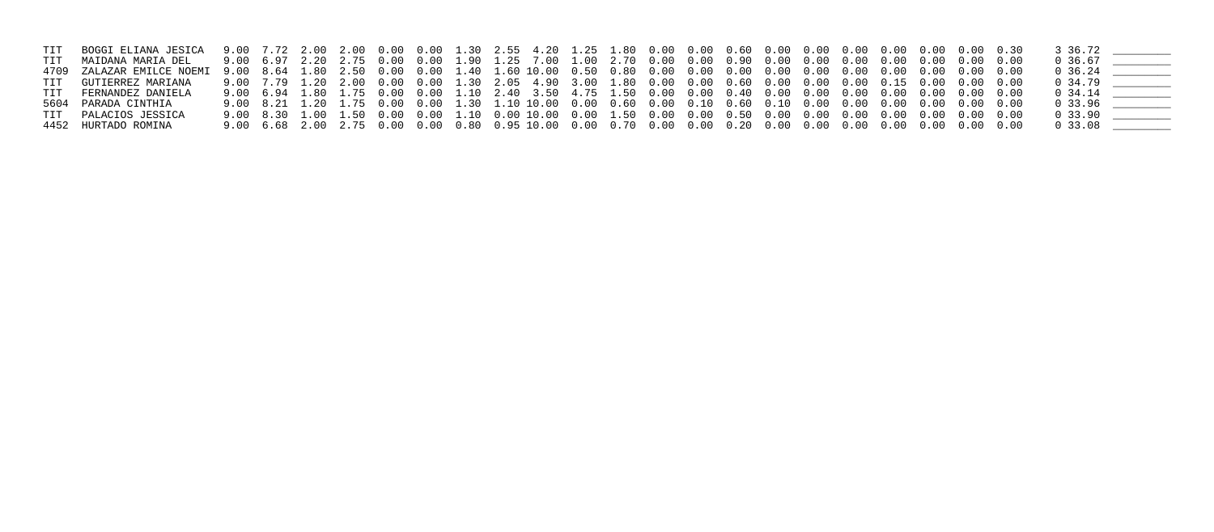| | | | | | | | | | | | | | | | | | | | | | | | | | |
|---|---|---|---|---|---|---|---|---|---|---|---|---|---|---|---|---|---|---|---|---|---|---|---|---|---|
| TIT | BOGGI ELIANA JESICA | 9.00 | 7.72 | 2.00 | 2.00 | 0.00 | 0.00 | 1.30 | 2.55 | 4.20 | 1.25 | 1.80 | 0.00 | 0.00 | 0.60 | 0.00 | 0.00 | 0.00 | 0.00 | 0.00 | 0.00 | 0.30 | 3 | 36.72 | ________ |
| TIT | MAIDANA MARIA DEL | 9.00 | 6.97 | 2.20 | 2.75 | 0.00 | 0.00 | 1.90 | 1.25 | 7.00 | 1.00 | 2.70 | 0.00 | 0.00 | 0.90 | 0.00 | 0.00 | 0.00 | 0.00 | 0.00 | 0.00 | 0.00 | 0 | 36.67 | ________ |
| 4709 | ZALAZAR EMILCE NOEMI | 9.00 | 8.64 | 1.80 | 2.50 | 0.00 | 0.00 | 1.40 | 1.60 | 10.00 | 0.50 | 0.80 | 0.00 | 0.00 | 0.00 | 0.00 | 0.00 | 0.00 | 0.00 | 0.00 | 0.00 | 0.00 | 0 | 36.24 | ________ |
| TIT | GUTIERREZ MARIANA | 9.00 | 7.79 | 1.20 | 2.00 | 0.00 | 0.00 | 1.30 | 2.05 | 4.90 | 3.00 | 1.80 | 0.00 | 0.00 | 0.60 | 0.00 | 0.00 | 0.00 | 0.15 | 0.00 | 0.00 | 0.00 | 0 | 34.79 | ________ |
| TIT | FERNANDEZ DANIELA | 9.00 | 6.94 | 1.80 | 1.75 | 0.00 | 0.00 | 1.10 | 2.40 | 3.50 | 4.75 | 1.50 | 0.00 | 0.00 | 0.40 | 0.00 | 0.00 | 0.00 | 0.00 | 0.00 | 0.00 | 0.00 | 0 | 34.14 | ________ |
| 5604 | PARADA CINTHIA | 9.00 | 8.21 | 1.20 | 1.75 | 0.00 | 0.00 | 1.30 | 1.10 | 10.00 | 0.00 | 0.60 | 0.00 | 0.10 | 0.60 | 0.10 | 0.00 | 0.00 | 0.00 | 0.00 | 0.00 | 0.00 | 0 | 33.96 | ________ |
| TIT | PALACIOS JESSICA | 9.00 | 8.30 | 1.00 | 1.50 | 0.00 | 0.00 | 1.10 | 0.00 | 10.00 | 0.00 | 1.50 | 0.00 | 0.00 | 0.50 | 0.00 | 0.00 | 0.00 | 0.00 | 0.00 | 0.00 | 0.00 | 0 | 33.90 | ________ |
| 4452 | HURTADO ROMINA | 9.00 | 6.68 | 2.00 | 2.75 | 0.00 | 0.00 | 0.80 | 0.95 | 10.00 | 0.00 | 0.70 | 0.00 | 0.00 | 0.20 | 0.00 | 0.00 | 0.00 | 0.00 | 0.00 | 0.00 | 0.00 | 0 | 33.08 | ________ |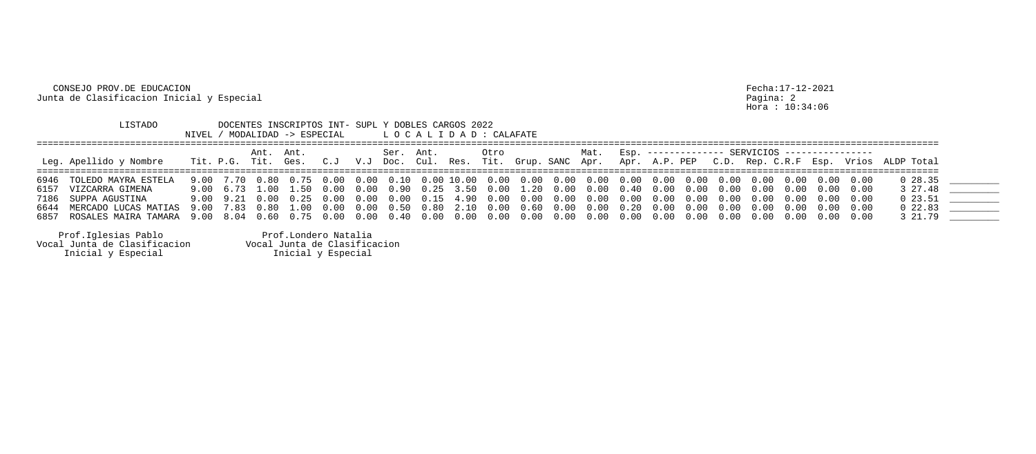CONSEJO PROV.DE EDUCACION
Junta de Clasificacion Inicial y Especial

Fecha:17-12-2021
Hora : 10:34:06

LISTADO DOCENTES INSCRIPTOS INT- SUPL Y DOBLES CARGOS 2022
NIVEL / MODALIDAD -> ESPECIAL L O C A L I D A D : CALAFATE

| Leg. | Apellido y Nombre | Tit. | P.G. | Ant. Tit. | Ant. Ges. | C.J | V.J | Ser. Doc. | Ant. Cul. | Res. | Otro Tit. | Grup. | SANC | Mat. Apr. | Esp. Apr. | A.P. | PEP | C.D. | Rep. | C.R.F | Esp. | Vrios | ALDP | Total | |
|---|---|---|---|---|---|---|---|---|---|---|---|---|---|---|---|---|---|---|---|---|---|---|---|---|---|
| 6946 | TOLEDO MAYRA ESTELA | 9.00 | 7.70 | 0.80 | 0.75 | 0.00 | 0.00 | 0.10 | 0.00 | 10.00 | 0.00 | 0.00 | 0.00 | 0.00 | 0.00 | 0.00 | 0.00 | 0.00 | 0.00 | 0.00 | 0.00 | 0.00 | 0 | 28.35 | ________ |
| 6157 | VIZCARRA GIMENA | 9.00 | 6.73 | 1.00 | 1.50 | 0.00 | 0.00 | 0.90 | 0.25 | 3.50 | 0.00 | 1.20 | 0.00 | 0.00 | 0.40 | 0.00 | 0.00 | 0.00 | 0.00 | 0.00 | 0.00 | 0.00 | 3 | 27.48 | ________ |
| 7186 | SUPPA AGUSTINA | 9.00 | 9.21 | 0.00 | 0.25 | 0.00 | 0.00 | 0.00 | 0.15 | 4.90 | 0.00 | 0.00 | 0.00 | 0.00 | 0.00 | 0.00 | 0.00 | 0.00 | 0.00 | 0.00 | 0.00 | 0.00 | 0 | 23.51 | ________ |
| 6644 | MERCADO LUCAS MATIAS | 9.00 | 7.83 | 0.80 | 1.00 | 0.00 | 0.00 | 0.50 | 0.80 | 2.10 | 0.00 | 0.60 | 0.00 | 0.00 | 0.20 | 0.00 | 0.00 | 0.00 | 0.00 | 0.00 | 0.00 | 0.00 | 0 | 22.83 | ________ |
| 6857 | ROSALES MAIRA TAMARA | 9.00 | 8.04 | 0.60 | 0.75 | 0.00 | 0.00 | 0.40 | 0.00 | 0.00 | 0.00 | 0.00 | 0.00 | 0.00 | 0.00 | 0.00 | 0.00 | 0.00 | 0.00 | 0.00 | 0.00 | 0.00 | 3 | 21.79 | ________ |

Prof.Iglesias Pablo
Vocal Junta de Clasificacion
Inicial y Especial

Prof.Londero Natalia
Vocal Junta de Clasificacion
Inicial y Especial